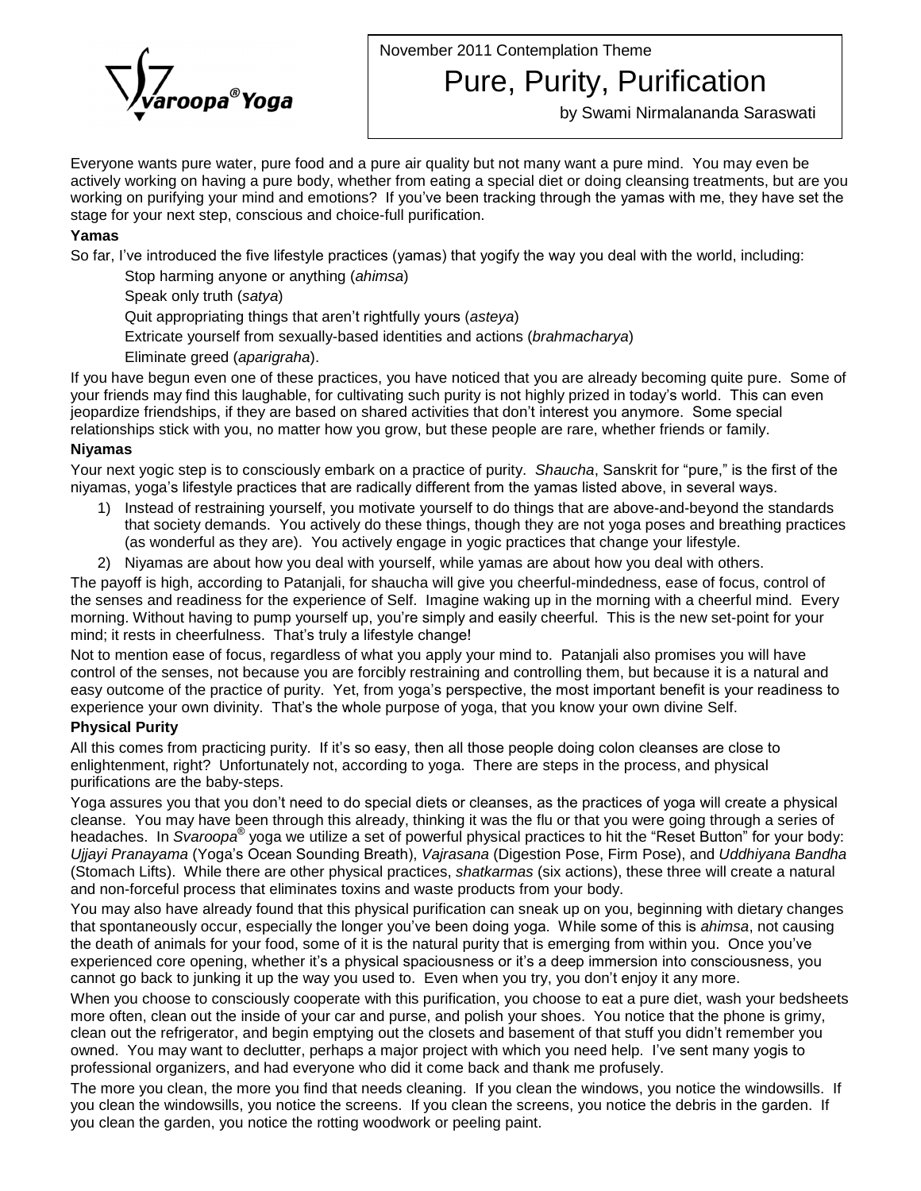November 2011 Contemplation Theme

# Pure, Purity, Purification

by Swami Nirmalananda Saraswati

Everyone wants pure water, pure food and a pure air quality but not many want a pure mind. You may even be actively working on having a pure body, whether from eating a special diet or doing cleansing treatments, but are you working on purifying your mind and emotions? If you've been tracking through the yamas with me, they have set the stage for your next step, conscious and choice-full purification.

**Yamas**

So far, I've introduced the five lifestyle practices (yamas) that yogify the way you deal with the world, including:

Stop harming anyone or anything (*ahimsa*)

Speak only truth (*satya*)

Quit appropriating things that aren't rightfully yours (*asteya*)

Extricate yourself from sexually-based identities and actions (*brahmacharya*)

Eliminate greed (*aparigraha*).

If you have begun even one of these practices, you have noticed that you are already becoming quite pure. Some of your friends may find this laughable, for cultivating such purity is not highly prized in today's world. This can even jeopardize friendships, if they are based on shared activities that don't interest you anymore. Some special relationships stick with you, no matter how you grow, but these people are rare, whether friends or family.

**Niyamas**

Your next yogic step is to consciously embark on a practice of purity. *Shaucha*, Sanskrit for "pure," is the first of the niyamas, yoga's lifestyle practices that are radically different from the yamas listed above, in several ways.

1) Instead of restraining yourself, you motivate yourself to do things that are above-and-beyond the standards that society demands. You actively do these things, though they are not yoga poses and breathing practices (as wonderful as they are). You actively engage in yogic practices that change your lifestyle.
2) Niyamas are about how you deal with yourself, while yamas are about how you deal with others.

The payoff is high, according to Patanjali, for shaucha will give you cheerful-mindedness, ease of focus, control of the senses and readiness for the experience of Self. Imagine waking up in the morning with a cheerful mind. Every morning. Without having to pump yourself up, you're simply and easily cheerful. This is the new set-point for your mind; it rests in cheerfulness. That's truly a lifestyle change!

Not to mention ease of focus, regardless of what you apply your mind to. Patanjali also promises you will have control of the senses, not because you are forcibly restraining and controlling them, but because it is a natural and easy outcome of the practice of purity. Yet, from yoga's perspective, the most important benefit is your readiness to experience your own divinity. That's the whole purpose of yoga, that you know your own divine Self.

**Physical Purity**

All this comes from practicing purity. If it's so easy, then all those people doing colon cleanses are close to enlightenment, right? Unfortunately not, according to yoga. There are steps in the process, and physical purifications are the baby-steps.

Yoga assures you that you don't need to do special diets or cleanses, as the practices of yoga will create a physical cleanse. You may have been through this already, thinking it was the flu or that you were going through a series of headaches. In *Svaroopa®* yoga we utilize a set of powerful physical practices to hit the "Reset Button" for your body: *Ujjayi Pranayama* (Yoga's Ocean Sounding Breath), *Vajrasana* (Digestion Pose, Firm Pose), and *Uddhiyana Bandha* (Stomach Lifts). While there are other physical practices, *shatkarmas* (six actions), these three will create a natural and non-forceful process that eliminates toxins and waste products from your body.

You may also have already found that this physical purification can sneak up on you, beginning with dietary changes that spontaneously occur, especially the longer you've been doing yoga. While some of this is *ahimsa*, not causing the death of animals for your food, some of it is the natural purity that is emerging from within you. Once you've experienced core opening, whether it's a physical spaciousness or it's a deep immersion into consciousness, you cannot go back to junking it up the way you used to. Even when you try, you don't enjoy it any more.

When you choose to consciously cooperate with this purification, you choose to eat a pure diet, wash your bedsheets more often, clean out the inside of your car and purse, and polish your shoes. You notice that the phone is grimy, clean out the refrigerator, and begin emptying out the closets and basement of that stuff you didn't remember you owned. You may want to declutter, perhaps a major project with which you need help. I've sent many yogis to professional organizers, and had everyone who did it come back and thank me profusely.

The more you clean, the more you find that needs cleaning. If you clean the windows, you notice the windowsills. If you clean the windowsills, you notice the screens. If you clean the screens, you notice the debris in the garden. If you clean the garden, you notice the rotting woodwork or peeling paint.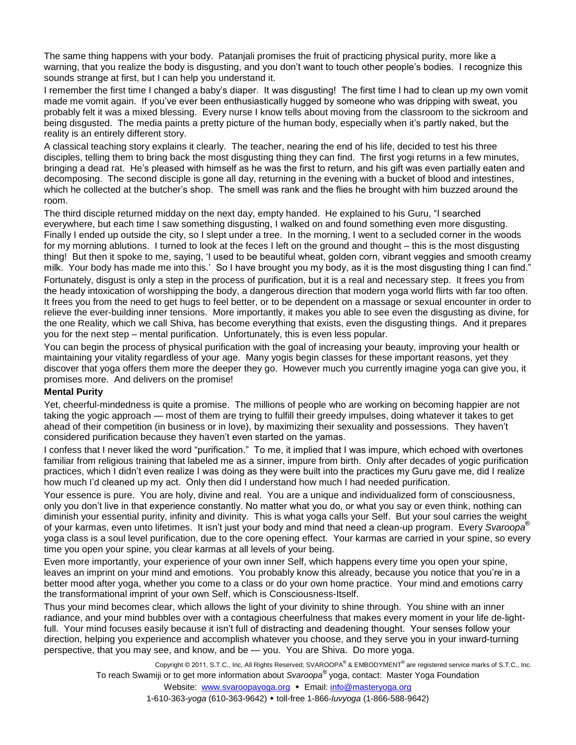The same thing happens with your body. Patanjali promises the fruit of practicing physical purity, more like a warning, that you realize the body is disgusting, and you don't want to touch other people's bodies. I recognize this sounds strange at first, but I can help you understand it.

I remember the first time I changed a baby's diaper. It was disgusting! The first time I had to clean up my own vomit made me vomit again. If you've ever been enthusiastically hugged by someone who was dripping with sweat, you probably felt it was a mixed blessing. Every nurse I know tells about moving from the classroom to the sickroom and being disgusted. The media paints a pretty picture of the human body, especially when it's partly naked, but the reality is an entirely different story.

A classical teaching story explains it clearly. The teacher, nearing the end of his life, decided to test his three disciples, telling them to bring back the most disgusting thing they can find. The first yogi returns in a few minutes, bringing a dead rat. He's pleased with himself as he was the first to return, and his gift was even partially eaten and decomposing. The second disciple is gone all day, returning in the evening with a bucket of blood and intestines, which he collected at the butcher's shop. The smell was rank and the flies he brought with him buzzed around the room.

The third disciple returned midday on the next day, empty handed. He explained to his Guru, "I searched everywhere, but each time I saw something disgusting, I walked on and found something even more disgusting. Finally I ended up outside the city, so I slept under a tree. In the morning, I went to a secluded corner in the woods for my morning ablutions. I turned to look at the feces I left on the ground and thought – this is the most disgusting thing! But then it spoke to me, saying, 'I used to be beautiful wheat, golden corn, vibrant veggies and smooth creamy milk. Your body has made me into this.' So I have brought you my body, as it is the most disgusting thing I can find."

Fortunately, disgust is only a step in the process of purification, but it is a real and necessary step. It frees you from the heady intoxication of worshipping the body, a dangerous direction that modern yoga world flirts with far too often. It frees you from the need to get hugs to feel better, or to be dependent on a massage or sexual encounter in order to relieve the ever-building inner tensions. More importantly, it makes you able to see even the disgusting as divine, for the one Reality, which we call Shiva, has become everything that exists, even the disgusting things. And it prepares you for the next step – mental purification. Unfortunately, this is even less popular.

You can begin the process of physical purification with the goal of increasing your beauty, improving your health or maintaining your vitality regardless of your age. Many yogis begin classes for these important reasons, yet they discover that yoga offers them more the deeper they go. However much you currently imagine yoga can give you, it promises more. And delivers on the promise!

**Mental Purity**

Yet, cheerful-mindedness is quite a promise. The millions of people who are working on becoming happier are not taking the yogic approach — most of them are trying to fulfill their greedy impulses, doing whatever it takes to get ahead of their competition (in business or in love), by maximizing their sexuality and possessions. They haven't considered purification because they haven't even started on the yamas.

I confess that I never liked the word "purification." To me, it implied that I was impure, which echoed with overtones familiar from religious training that labeled me as a sinner, impure from birth. Only after decades of yogic purification practices, which I didn't even realize I was doing as they were built into the practices my Guru gave me, did I realize how much I'd cleaned up my act. Only then did I understand how much I had needed purification.

Your essence is pure. You are holy, divine and real. You are a unique and individualized form of consciousness, only you don't live in that experience constantly. No matter what you do, or what you say or even think, nothing can diminish your essential purity, infinity and divinity. This is what yoga calls your Self. But your soul carries the weight of your karmas, even unto lifetimes. It isn't just your body and mind that need a clean-up program. Every *Svaroopa*® yoga class is a soul level purification, due to the core opening effect. Your karmas are carried in your spine, so every time you open your spine, you clear karmas at all levels of your being.

Even more importantly, your experience of your own inner Self, which happens every time you open your spine, leaves an imprint on your mind and emotions. You probably know this already, because you notice that you're in a better mood after yoga, whether you come to a class or do your own home practice. Your mind and emotions carry the transformational imprint of your own Self, which is Consciousness-Itself.

Thus your mind becomes clear, which allows the light of your divinity to shine through. You shine with an inner radiance, and your mind bubbles over with a contagious cheerfulness that makes every moment in your life de-light-full. Your mind focuses easily because it isn't full of distracting and deadening thought. Your senses follow your direction, helping you experience and accomplish whatever you choose, and they serve you in your inward-turning perspective, that you may see, and know, and be — you. You are Shiva. Do more yoga.

Copyright © 2011, S.T.C., Inc, All Rights Reserved; SVAROOPA® & EMBODYMENT® are registered service marks of S.T.C., Inc.

To reach Swamiji or to get more information about *Svaroopa*® yoga, contact: Master Yoga Foundation

Website: www.svaroopayoga.org ◆ Email: info@masteryoga.org

1-610-363-*yoga* (610-363-9642) ◆ toll-free 1-866-*luvyoga* (1-866-588-9642)